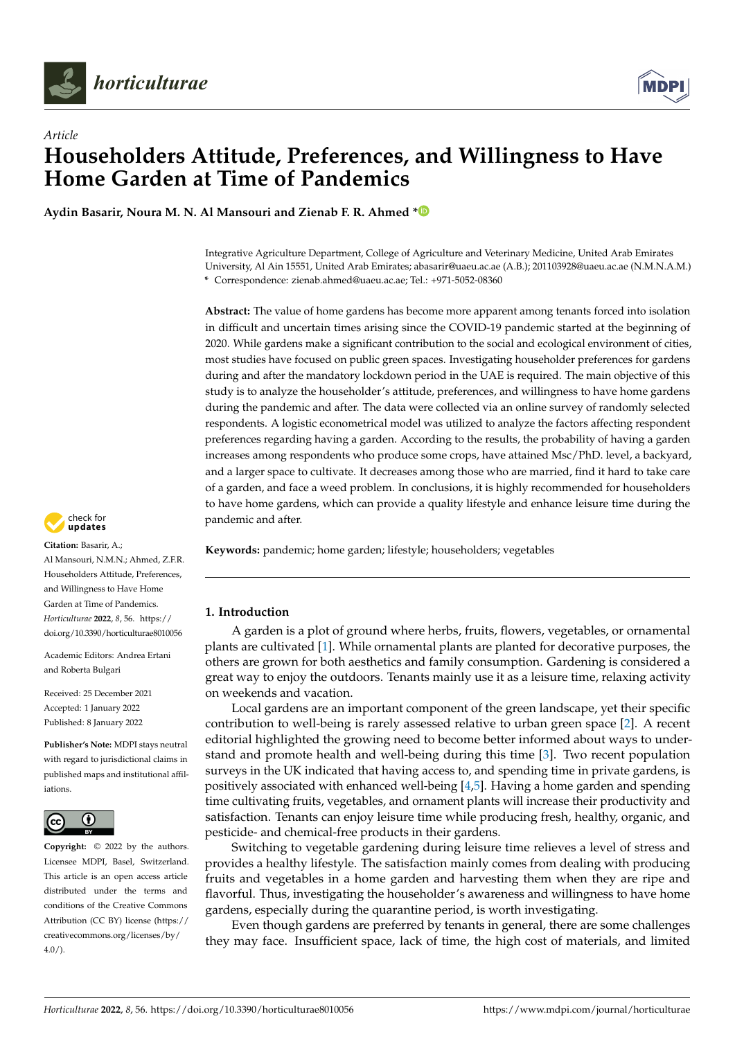*Article*

# Householders Attitude, Preferences, and Willingness to Have Home Garden at Time of Pandemics

**Aydin Basarir, Noura M. N. Al Mansouri and Zienab F. R. Ahmed \***

Integrative Agriculture Department, College of Agriculture and Veterinary Medicine, United Arab Emirates University, Al Ain 15551, United Arab Emirates; abasarir@uaeu.ac.ae (A.B.); 201103928@uaeu.ac.ae (N.M.N.A.M.)
\* Correspondence: zienab.ahmed@uaeu.ac.ae; Tel.: +971-5052-08360

**Abstract:** The value of home gardens has become more apparent among tenants forced into isolation in difficult and uncertain times arising since the COVID-19 pandemic started at the beginning of 2020. While gardens make a significant contribution to the social and ecological environment of cities, most studies have focused on public green spaces. Investigating householder preferences for gardens during and after the mandatory lockdown period in the UAE is required. The main objective of this study is to analyze the householder's attitude, preferences, and willingness to have home gardens during the pandemic and after. The data were collected via an online survey of randomly selected respondents. A logistic econometrical model was utilized to analyze the factors affecting respondent preferences regarding having a garden. According to the results, the probability of having a garden increases among respondents who produce some crops, have attained Msc/PhD. level, a backyard, and a larger space to cultivate. It decreases among those who are married, find it hard to take care of a garden, and face a weed problem. In conclusions, it is highly recommended for householders to have home gardens, which can provide a quality lifestyle and enhance leisure time during the pandemic and after.

**Keywords:** pandemic; home garden; lifestyle; householders; vegetables

**Citation:** Basarir, A.; Al Mansouri, N.M.N.; Ahmed, Z.F.R. Householders Attitude, Preferences, and Willingness to Have Home Garden at Time of Pandemics. *Horticulturae* **2022**, *8*, 56. https://doi.org/10.3390/horticulturae8010056

Academic Editors: Andrea Ertani and Roberta Bulgari

Received: 25 December 2021
Accepted: 1 January 2022
Published: 8 January 2022

**Publisher's Note:** MDPI stays neutral with regard to jurisdictional claims in published maps and institutional affiliations.

**Copyright:** © 2022 by the authors. Licensee MDPI, Basel, Switzerland. This article is an open access article distributed under the terms and conditions of the Creative Commons Attribution (CC BY) license (https://creativecommons.org/licenses/by/4.0/).

## 1. Introduction

A garden is a plot of ground where herbs, fruits, flowers, vegetables, or ornamental plants are cultivated [1]. While ornamental plants are planted for decorative purposes, the others are grown for both aesthetics and family consumption. Gardening is considered a great way to enjoy the outdoors. Tenants mainly use it as a leisure time, relaxing activity on weekends and vacation.

Local gardens are an important component of the green landscape, yet their specific contribution to well-being is rarely assessed relative to urban green space [2]. A recent editorial highlighted the growing need to become better informed about ways to understand and promote health and well-being during this time [3]. Two recent population surveys in the UK indicated that having access to, and spending time in private gardens, is positively associated with enhanced well-being [4,5]. Having a home garden and spending time cultivating fruits, vegetables, and ornament plants will increase their productivity and satisfaction. Tenants can enjoy leisure time while producing fresh, healthy, organic, and pesticide- and chemical-free products in their gardens.

Switching to vegetable gardening during leisure time relieves a level of stress and provides a healthy lifestyle. The satisfaction mainly comes from dealing with producing fruits and vegetables in a home garden and harvesting them when they are ripe and flavorful. Thus, investigating the householder's awareness and willingness to have home gardens, especially during the quarantine period, is worth investigating.

Even though gardens are preferred by tenants in general, there are some challenges they may face. Insufficient space, lack of time, the high cost of materials, and limited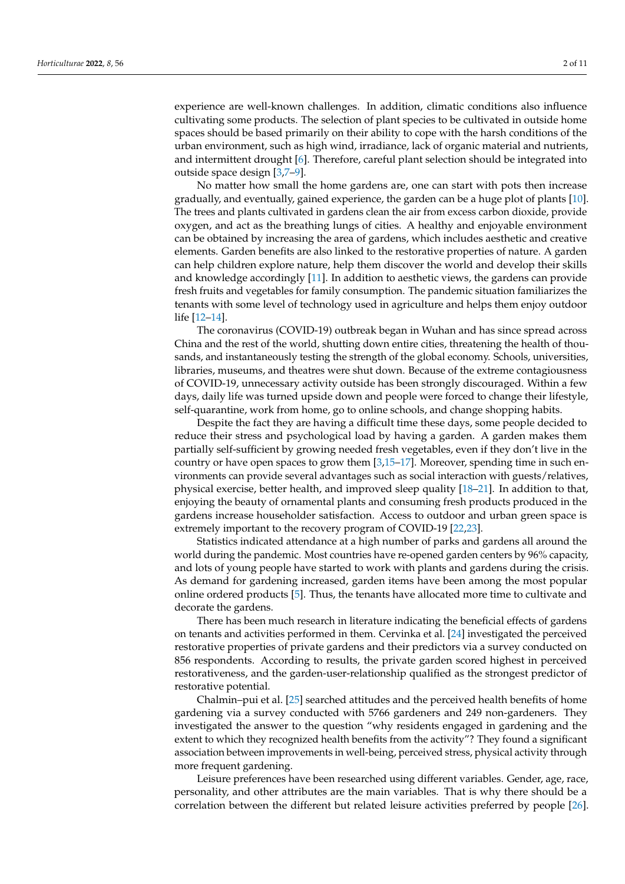experience are well-known challenges. In addition, climatic conditions also influence cultivating some products. The selection of plant species to be cultivated in outside home spaces should be based primarily on their ability to cope with the harsh conditions of the urban environment, such as high wind, irradiance, lack of organic material and nutrients, and intermittent drought [6]. Therefore, careful plant selection should be integrated into outside space design [3,7–9].

No matter how small the home gardens are, one can start with pots then increase gradually, and eventually, gained experience, the garden can be a huge plot of plants [10]. The trees and plants cultivated in gardens clean the air from excess carbon dioxide, provide oxygen, and act as the breathing lungs of cities. A healthy and enjoyable environment can be obtained by increasing the area of gardens, which includes aesthetic and creative elements. Garden benefits are also linked to the restorative properties of nature. A garden can help children explore nature, help them discover the world and develop their skills and knowledge accordingly [11]. In addition to aesthetic views, the gardens can provide fresh fruits and vegetables for family consumption. The pandemic situation familiarizes the tenants with some level of technology used in agriculture and helps them enjoy outdoor life [12–14].

The coronavirus (COVID-19) outbreak began in Wuhan and has since spread across China and the rest of the world, shutting down entire cities, threatening the health of thousands, and instantaneously testing the strength of the global economy. Schools, universities, libraries, museums, and theatres were shut down. Because of the extreme contagiousness of COVID-19, unnecessary activity outside has been strongly discouraged. Within a few days, daily life was turned upside down and people were forced to change their lifestyle, self-quarantine, work from home, go to online schools, and change shopping habits.

Despite the fact they are having a difficult time these days, some people decided to reduce their stress and psychological load by having a garden. A garden makes them partially self-sufficient by growing needed fresh vegetables, even if they don't live in the country or have open spaces to grow them [3,15–17]. Moreover, spending time in such environments can provide several advantages such as social interaction with guests/relatives, physical exercise, better health, and improved sleep quality [18–21]. In addition to that, enjoying the beauty of ornamental plants and consuming fresh products produced in the gardens increase householder satisfaction. Access to outdoor and urban green space is extremely important to the recovery program of COVID-19 [22,23].

Statistics indicated attendance at a high number of parks and gardens all around the world during the pandemic. Most countries have re-opened garden centers by 96% capacity, and lots of young people have started to work with plants and gardens during the crisis. As demand for gardening increased, garden items have been among the most popular online ordered products [5]. Thus, the tenants have allocated more time to cultivate and decorate the gardens.

There has been much research in literature indicating the beneficial effects of gardens on tenants and activities performed in them. Cervinka et al. [24] investigated the perceived restorative properties of private gardens and their predictors via a survey conducted on 856 respondents. According to results, the private garden scored highest in perceived restorativeness, and the garden-user-relationship qualified as the strongest predictor of restorative potential.

Chalmin–pui et al. [25] searched attitudes and the perceived health benefits of home gardening via a survey conducted with 5766 gardeners and 249 non-gardeners. They investigated the answer to the question "why residents engaged in gardening and the extent to which they recognized health benefits from the activity"? They found a significant association between improvements in well-being, perceived stress, physical activity through more frequent gardening.

Leisure preferences have been researched using different variables. Gender, age, race, personality, and other attributes are the main variables. That is why there should be a correlation between the different but related leisure activities preferred by people [26].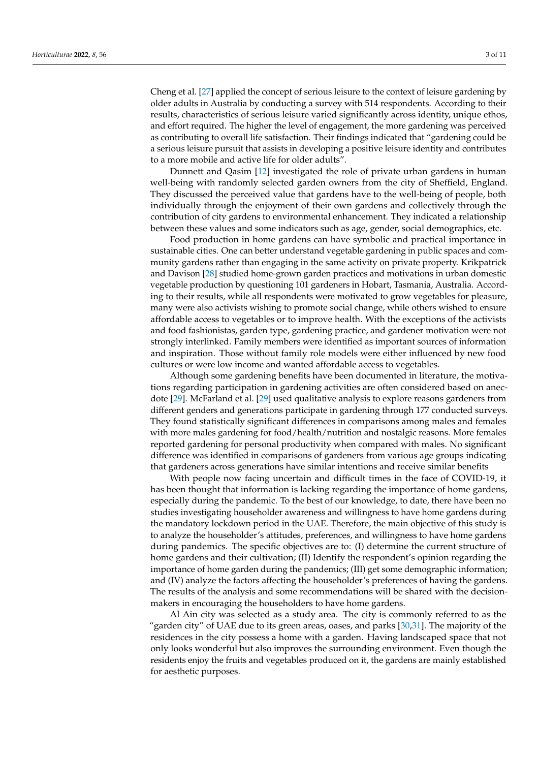Cheng et al. [27] applied the concept of serious leisure to the context of leisure gardening by older adults in Australia by conducting a survey with 514 respondents. According to their results, characteristics of serious leisure varied significantly across identity, unique ethos, and effort required. The higher the level of engagement, the more gardening was perceived as contributing to overall life satisfaction. Their findings indicated that "gardening could be a serious leisure pursuit that assists in developing a positive leisure identity and contributes to a more mobile and active life for older adults".

Dunnett and Qasim [12] investigated the role of private urban gardens in human well-being with randomly selected garden owners from the city of Sheffield, England. They discussed the perceived value that gardens have to the well-being of people, both individually through the enjoyment of their own gardens and collectively through the contribution of city gardens to environmental enhancement. They indicated a relationship between these values and some indicators such as age, gender, social demographics, etc.

Food production in home gardens can have symbolic and practical importance in sustainable cities. One can better understand vegetable gardening in public spaces and community gardens rather than engaging in the same activity on private property. Krikpatrick and Davison [28] studied home-grown garden practices and motivations in urban domestic vegetable production by questioning 101 gardeners in Hobart, Tasmania, Australia. According to their results, while all respondents were motivated to grow vegetables for pleasure, many were also activists wishing to promote social change, while others wished to ensure affordable access to vegetables or to improve health. With the exceptions of the activists and food fashionistas, garden type, gardening practice, and gardener motivation were not strongly interlinked. Family members were identified as important sources of information and inspiration. Those without family role models were either influenced by new food cultures or were low income and wanted affordable access to vegetables.

Although some gardening benefits have been documented in literature, the motivations regarding participation in gardening activities are often considered based on anecdote [29]. McFarland et al. [29] used qualitative analysis to explore reasons gardeners from different genders and generations participate in gardening through 177 conducted surveys. They found statistically significant differences in comparisons among males and females with more males gardening for food/health/nutrition and nostalgic reasons. More females reported gardening for personal productivity when compared with males. No significant difference was identified in comparisons of gardeners from various age groups indicating that gardeners across generations have similar intentions and receive similar benefits

With people now facing uncertain and difficult times in the face of COVID-19, it has been thought that information is lacking regarding the importance of home gardens, especially during the pandemic. To the best of our knowledge, to date, there have been no studies investigating householder awareness and willingness to have home gardens during the mandatory lockdown period in the UAE. Therefore, the main objective of this study is to analyze the householder's attitudes, preferences, and willingness to have home gardens during pandemics. The specific objectives are to: (I) determine the current structure of home gardens and their cultivation; (II) Identify the respondent's opinion regarding the importance of home garden during the pandemics; (III) get some demographic information; and (IV) analyze the factors affecting the householder's preferences of having the gardens. The results of the analysis and some recommendations will be shared with the decision-makers in encouraging the householders to have home gardens.

Al Ain city was selected as a study area. The city is commonly referred to as the "garden city" of UAE due to its green areas, oases, and parks [30,31]. The majority of the residences in the city possess a home with a garden. Having landscaped space that not only looks wonderful but also improves the surrounding environment. Even though the residents enjoy the fruits and vegetables produced on it, the gardens are mainly established for aesthetic purposes.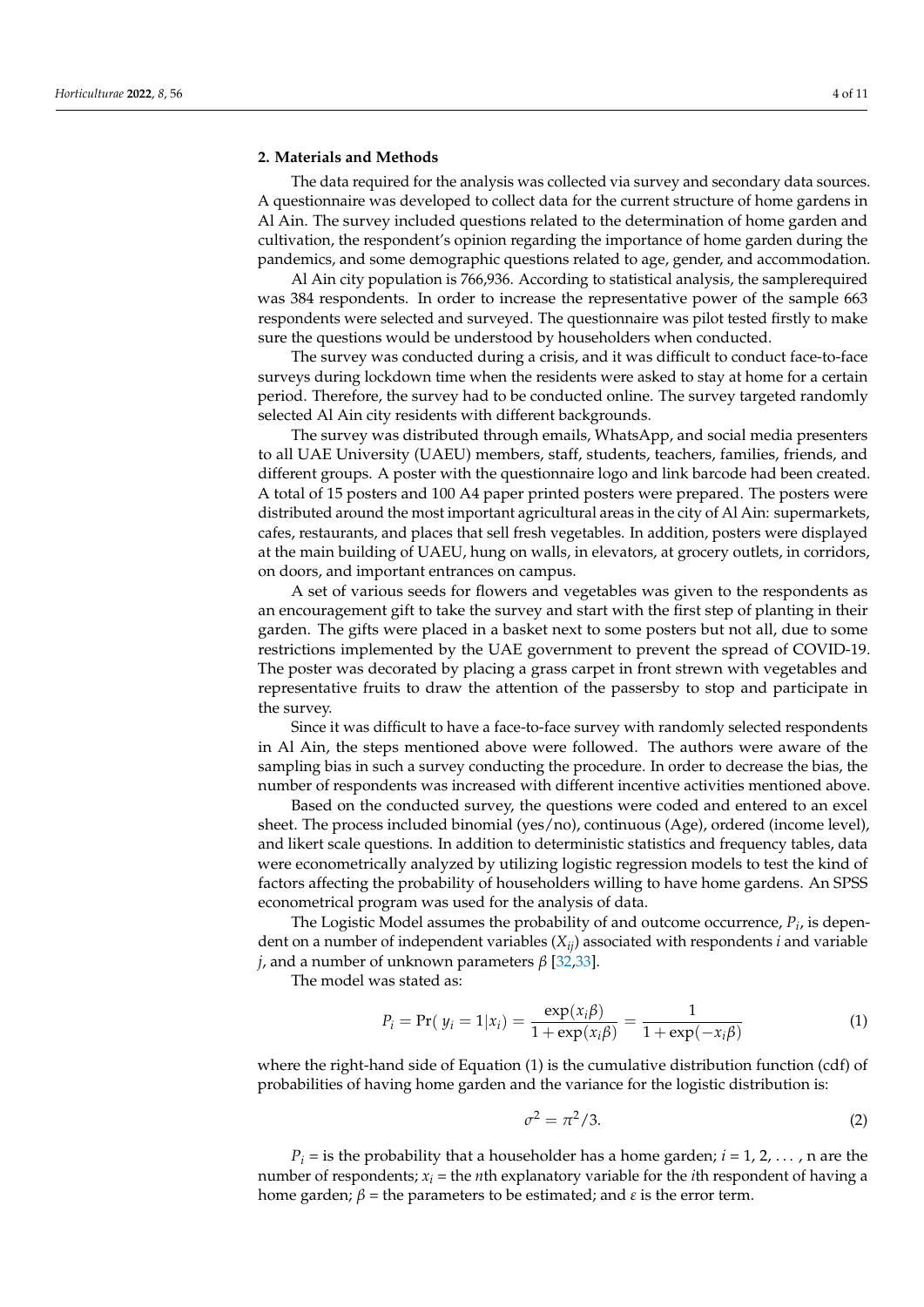## 2. Materials and Methods

The data required for the analysis was collected via survey and secondary data sources. A questionnaire was developed to collect data for the current structure of home gardens in Al Ain. The survey included questions related to the determination of home garden and cultivation, the respondent's opinion regarding the importance of home garden during the pandemics, and some demographic questions related to age, gender, and accommodation.

Al Ain city population is 766,936. According to statistical analysis, the samplerequired was 384 respondents. In order to increase the representative power of the sample 663 respondents were selected and surveyed. The questionnaire was pilot tested firstly to make sure the questions would be understood by householders when conducted.

The survey was conducted during a crisis, and it was difficult to conduct face-to-face surveys during lockdown time when the residents were asked to stay at home for a certain period. Therefore, the survey had to be conducted online. The survey targeted randomly selected Al Ain city residents with different backgrounds.

The survey was distributed through emails, WhatsApp, and social media presenters to all UAE University (UAEU) members, staff, students, teachers, families, friends, and different groups. A poster with the questionnaire logo and link barcode had been created. A total of 15 posters and 100 A4 paper printed posters were prepared. The posters were distributed around the most important agricultural areas in the city of Al Ain: supermarkets, cafes, restaurants, and places that sell fresh vegetables. In addition, posters were displayed at the main building of UAEU, hung on walls, in elevators, at grocery outlets, in corridors, on doors, and important entrances on campus.

A set of various seeds for flowers and vegetables was given to the respondents as an encouragement gift to take the survey and start with the first step of planting in their garden. The gifts were placed in a basket next to some posters but not all, due to some restrictions implemented by the UAE government to prevent the spread of COVID-19. The poster was decorated by placing a grass carpet in front strewn with vegetables and representative fruits to draw the attention of the passersby to stop and participate in the survey.

Since it was difficult to have a face-to-face survey with randomly selected respondents in Al Ain, the steps mentioned above were followed. The authors were aware of the sampling bias in such a survey conducting the procedure. In order to decrease the bias, the number of respondents was increased with different incentive activities mentioned above.

Based on the conducted survey, the questions were coded and entered to an excel sheet. The process included binomial (yes/no), continuous (Age), ordered (income level), and likert scale questions. In addition to deterministic statistics and frequency tables, data were econometrically analyzed by utilizing logistic regression models to test the kind of factors affecting the probability of householders willing to have home gardens. An SPSS econometrical program was used for the analysis of data.

The Logistic Model assumes the probability of and outcome occurrence, $P_i$, is dependent on a number of independent variables ($X_{ij}$) associated with respondents $i$ and variable $j$, and a number of unknown parameters $\beta$ [32,33].

The model was stated as:

$$P_i = \Pr(\,y_i = 1|x_i) = \frac{\exp(x_i\beta)}{1 + \exp(x_i\beta)} = \frac{1}{1 + \exp(-x_i\beta)} \tag{1}$$

where the right-hand side of Equation (1) is the cumulative distribution function (cdf) of probabilities of having home garden and the variance for the logistic distribution is:

$$\sigma^2 = \pi^2/3. \tag{2}$$

$P_i$ = is the probability that a householder has a home garden; $i = 1, 2, \ldots$, n are the number of respondents; $x_i$ = the $n$th explanatory variable for the $i$th respondent of having a home garden; $\beta$ = the parameters to be estimated; and $\varepsilon$ is the error term.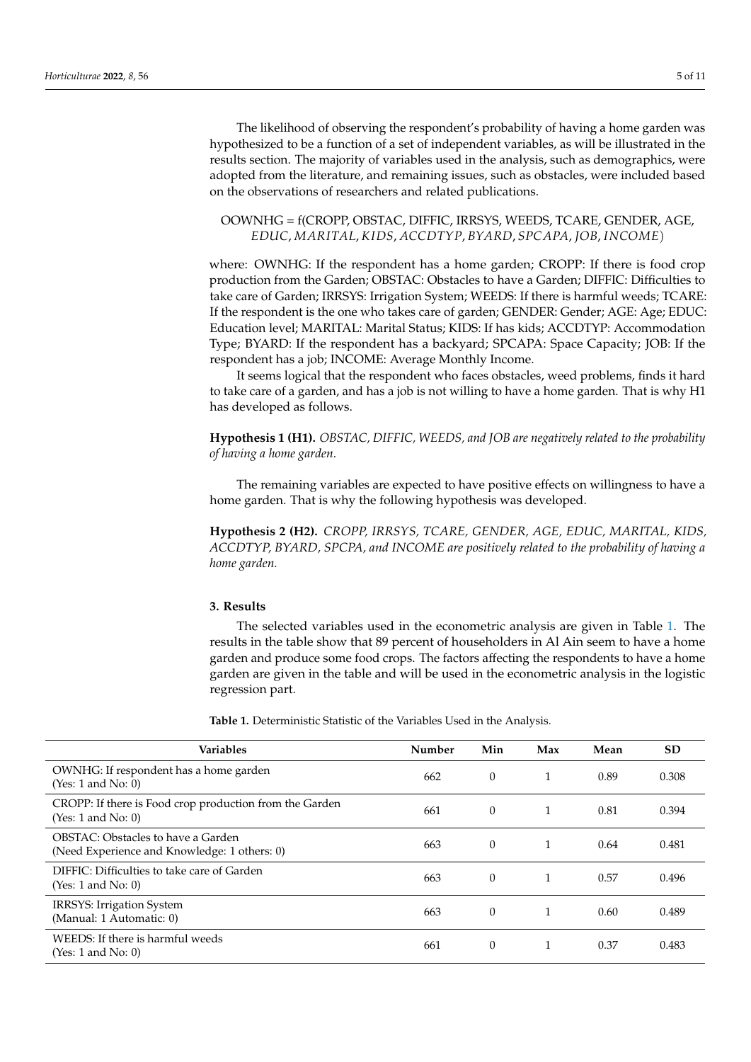The likelihood of observing the respondent's probability of having a home garden was hypothesized to be a function of a set of independent variables, as will be illustrated in the results section. The majority of variables used in the analysis, such as demographics, were adopted from the literature, and remaining issues, such as obstacles, were included based on the observations of researchers and related publications.

OOWNHG = f(CROPP, OBSTAC, DIFFIC, IRRSYS, WEEDS, TCARE, GENDER, AGE, *EDUC*, *MARITAL*, *KIDS*, *ACCDTYP*, *BYARD*, *SPCAPA*, *JOB*, *INCOME*)

where: OWNHG: If the respondent has a home garden; CROPP: If there is food crop production from the Garden; OBSTAC: Obstacles to have a Garden; DIFFIC: Difficulties to take care of Garden; IRRSYS: Irrigation System; WEEDS: If there is harmful weeds; TCARE: If the respondent is the one who takes care of garden; GENDER: Gender; AGE: Age; EDUC: Education level; MARITAL: Marital Status; KIDS: If has kids; ACCDTYP: Accommodation Type; BYARD: If the respondent has a backyard; SPCAPA: Space Capacity; JOB: If the respondent has a job; INCOME: Average Monthly Income.

It seems logical that the respondent who faces obstacles, weed problems, finds it hard to take care of a garden, and has a job is not willing to have a home garden. That is why H1 has developed as follows.

**Hypothesis 1 (H1).** *OBSTAC, DIFFIC, WEEDS, and JOB are negatively related to the probability of having a home garden.*

The remaining variables are expected to have positive effects on willingness to have a home garden. That is why the following hypothesis was developed.

**Hypothesis 2 (H2).** *CROPP, IRRSYS, TCARE, GENDER, AGE, EDUC, MARITAL, KIDS, ACCDTYP, BYARD, SPCPA, and INCOME are positively related to the probability of having a home garden.*

## 3. Results

The selected variables used in the econometric analysis are given in Table 1. The results in the table show that 89 percent of householders in Al Ain seem to have a home garden and produce some food crops. The factors affecting the respondents to have a home garden are given in the table and will be used in the econometric analysis in the logistic regression part.

**Table 1.** Deterministic Statistic of the Variables Used in the Analysis.

| Variables | Number | Min | Max | Mean | SD |
|---|---|---|---|---|---|
| OWNHG: If respondent has a home garden (Yes: 1 and No: 0) | 662 | 0 | 1 | 0.89 | 0.308 |
| CROPP: If there is Food crop production from the Garden (Yes: 1 and No: 0) | 661 | 0 | 1 | 0.81 | 0.394 |
| OBSTAC: Obstacles to have a Garden (Need Experience and Knowledge: 1 others: 0) | 663 | 0 | 1 | 0.64 | 0.481 |
| DIFFIC: Difficulties to take care of Garden (Yes: 1 and No: 0) | 663 | 0 | 1 | 0.57 | 0.496 |
| IRRSYS: Irrigation System (Manual: 1 Automatic: 0) | 663 | 0 | 1 | 0.60 | 0.489 |
| WEEDS: If there is harmful weeds (Yes: 1 and No: 0) | 661 | 0 | 1 | 0.37 | 0.483 |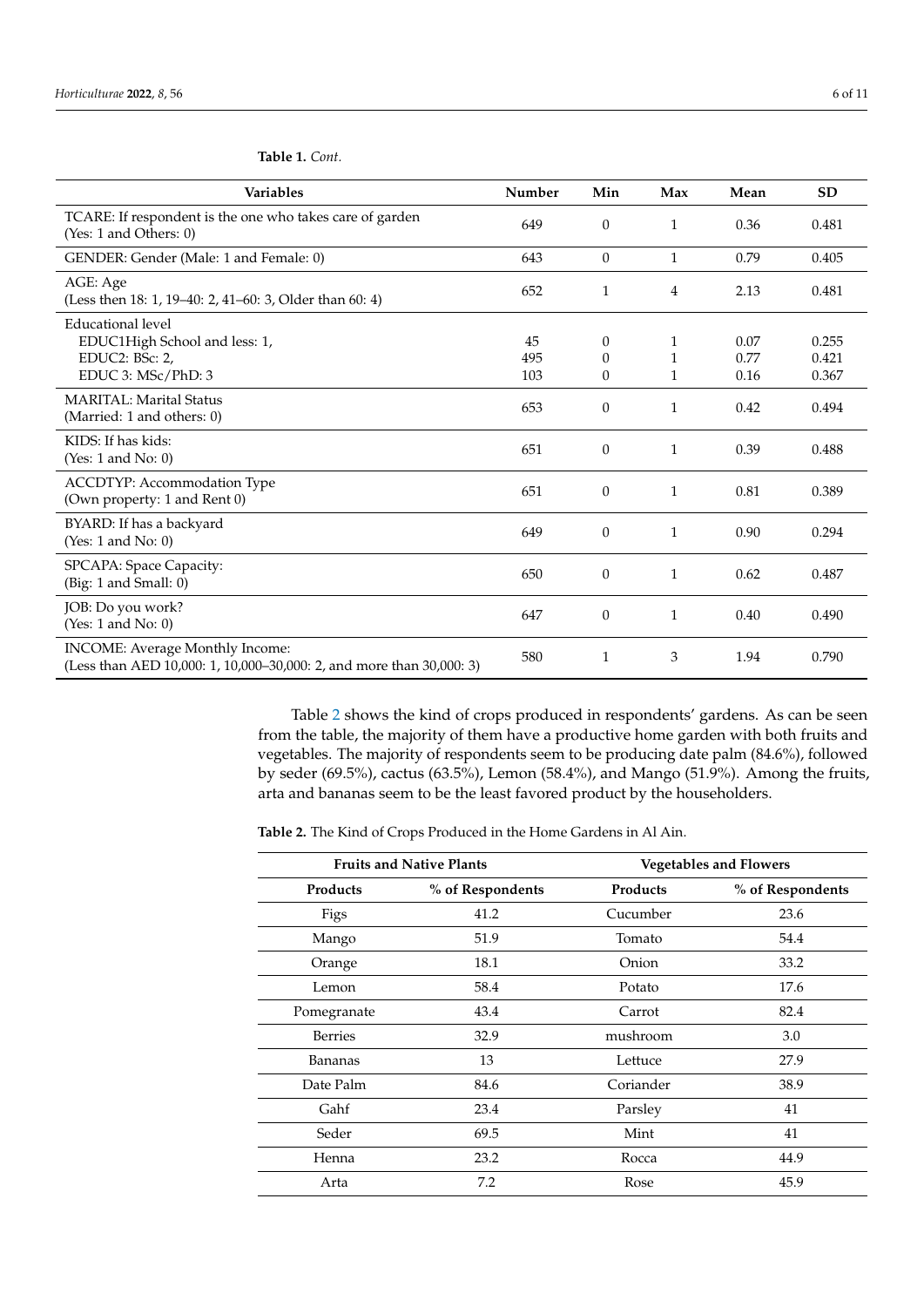**Table 1.** *Cont.*

| Variables | Number | Min | Max | Mean | SD |
|---|---|---|---|---|---|
| TCARE: If respondent is the one who takes care of garden (Yes: 1 and Others: 0) | 649 | 0 | 1 | 0.36 | 0.481 |
| GENDER: Gender (Male: 1 and Female: 0) | 643 | 0 | 1 | 0.79 | 0.405 |
| AGE: Age (Less then 18: 1, 19–40: 2, 41–60: 3, Older than 60: 4) | 652 | 1 | 4 | 2.13 | 0.481 |
| Educational level | | | | | |
| EDUC1High School and less: 1, | 45 | 0 | 1 | 0.07 | 0.255 |
| EDUC2: BSc: 2, | 495 | 0 | 1 | 0.77 | 0.421 |
| EDUC 3: MSc/PhD: 3 | 103 | 0 | 1 | 0.16 | 0.367 |
| MARITAL: Marital Status (Married: 1 and others: 0) | 653 | 0 | 1 | 0.42 | 0.494 |
| KIDS: If has kids: (Yes: 1 and No: 0) | 651 | 0 | 1 | 0.39 | 0.488 |
| ACCDTYP: Accommodation Type (Own property: 1 and Rent 0) | 651 | 0 | 1 | 0.81 | 0.389 |
| BYARD: If has a backyard (Yes: 1 and No: 0) | 649 | 0 | 1 | 0.90 | 0.294 |
| SPCAPA: Space Capacity: (Big: 1 and Small: 0) | 650 | 0 | 1 | 0.62 | 0.487 |
| JOB: Do you work? (Yes: 1 and No: 0) | 647 | 0 | 1 | 0.40 | 0.490 |
| INCOME: Average Monthly Income: (Less than AED 10,000: 1, 10,000–30,000: 2, and more than 30,000: 3) | 580 | 1 | 3 | 1.94 | 0.790 |

Table 2 shows the kind of crops produced in respondents' gardens. As can be seen from the table, the majority of them have a productive home garden with both fruits and vegetables. The majority of respondents seem to be producing date palm (84.6%), followed by seder (69.5%), cactus (63.5%), Lemon (58.4%), and Mango (51.9%). Among the fruits, arta and bananas seem to be the least favored product by the householders.

**Table 2.** The Kind of Crops Produced in the Home Gardens in Al Ain.

| Fruits and Native Plants | | Vegetables and Flowers | |
|---|---|---|---|
| **Products** | **% of Respondents** | **Products** | **% of Respondents** |
| Figs | 41.2 | Cucumber | 23.6 |
| Mango | 51.9 | Tomato | 54.4 |
| Orange | 18.1 | Onion | 33.2 |
| Lemon | 58.4 | Potato | 17.6 |
| Pomegranate | 43.4 | Carrot | 82.4 |
| Berries | 32.9 | mushroom | 3.0 |
| Bananas | 13 | Lettuce | 27.9 |
| Date Palm | 84.6 | Coriander | 38.9 |
| Gahf | 23.4 | Parsley | 41 |
| Seder | 69.5 | Mint | 41 |
| Henna | 23.2 | Rocca | 44.9 |
| Arta | 7.2 | Rose | 45.9 |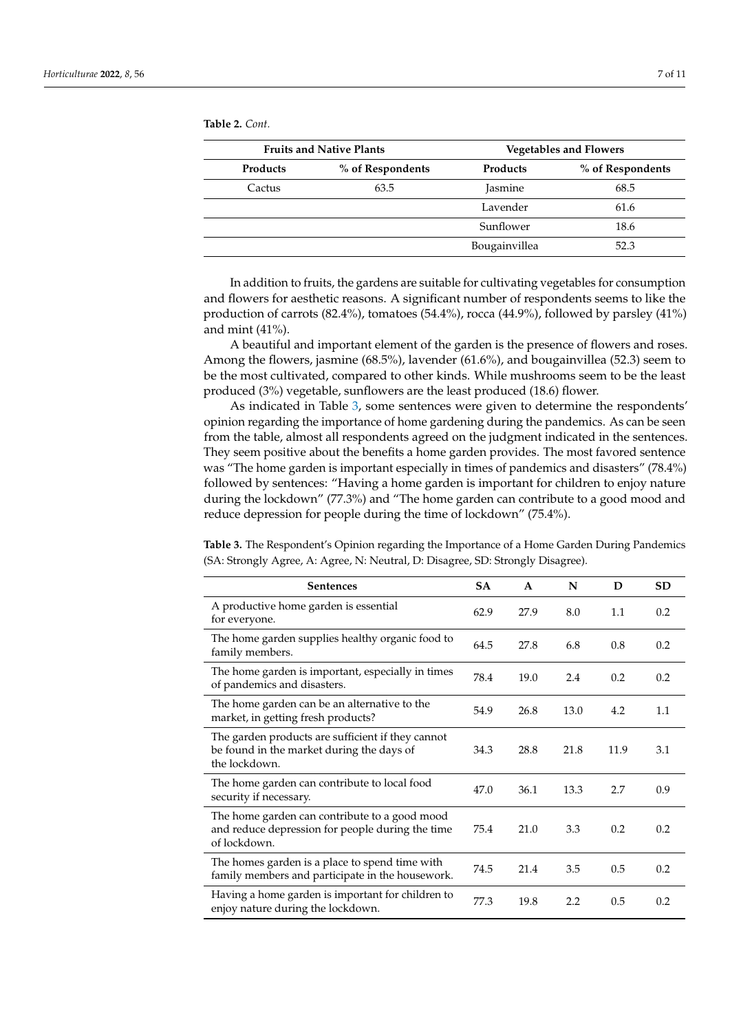**Table 2.** *Cont.*

| Fruits and Native Plants | | Vegetables and Flowers | |
|---|---|---|---|
| **Products** | **% of Respondents** | **Products** | **% of Respondents** |
| Cactus | 63.5 | Jasmine | 68.5 |
| | | Lavender | 61.6 |
| | | Sunflower | 18.6 |
| | | Bougainvillea | 52.3 |

In addition to fruits, the gardens are suitable for cultivating vegetables for consumption and flowers for aesthetic reasons. A significant number of respondents seems to like the production of carrots (82.4%), tomatoes (54.4%), rocca (44.9%), followed by parsley (41%) and mint (41%).

A beautiful and important element of the garden is the presence of flowers and roses. Among the flowers, jasmine (68.5%), lavender (61.6%), and bougainvillea (52.3) seem to be the most cultivated, compared to other kinds. While mushrooms seem to be the least produced (3%) vegetable, sunflowers are the least produced (18.6) flower.

As indicated in Table 3, some sentences were given to determine the respondents' opinion regarding the importance of home gardening during the pandemics. As can be seen from the table, almost all respondents agreed on the judgment indicated in the sentences. They seem positive about the benefits a home garden provides. The most favored sentence was "The home garden is important especially in times of pandemics and disasters" (78.4%) followed by sentences: "Having a home garden is important for children to enjoy nature during the lockdown" (77.3%) and "The home garden can contribute to a good mood and reduce depression for people during the time of lockdown" (75.4%).

**Table 3.** The Respondent's Opinion regarding the Importance of a Home Garden During Pandemics (SA: Strongly Agree, A: Agree, N: Neutral, D: Disagree, SD: Strongly Disagree).

| Sentences | SA | A | N | D | SD |
|---|---|---|---|---|---|
| A productive home garden is essential for everyone. | 62.9 | 27.9 | 8.0 | 1.1 | 0.2 |
| The home garden supplies healthy organic food to family members. | 64.5 | 27.8 | 6.8 | 0.8 | 0.2 |
| The home garden is important, especially in times of pandemics and disasters. | 78.4 | 19.0 | 2.4 | 0.2 | 0.2 |
| The home garden can be an alternative to the market, in getting fresh products? | 54.9 | 26.8 | 13.0 | 4.2 | 1.1 |
| The garden products are sufficient if they cannot be found in the market during the days of the lockdown. | 34.3 | 28.8 | 21.8 | 11.9 | 3.1 |
| The home garden can contribute to local food security if necessary. | 47.0 | 36.1 | 13.3 | 2.7 | 0.9 |
| The home garden can contribute to a good mood and reduce depression for people during the time of lockdown. | 75.4 | 21.0 | 3.3 | 0.2 | 0.2 |
| The homes garden is a place to spend time with family members and participate in the housework. | 74.5 | 21.4 | 3.5 | 0.5 | 0.2 |
| Having a home garden is important for children to enjoy nature during the lockdown. | 77.3 | 19.8 | 2.2 | 0.5 | 0.2 |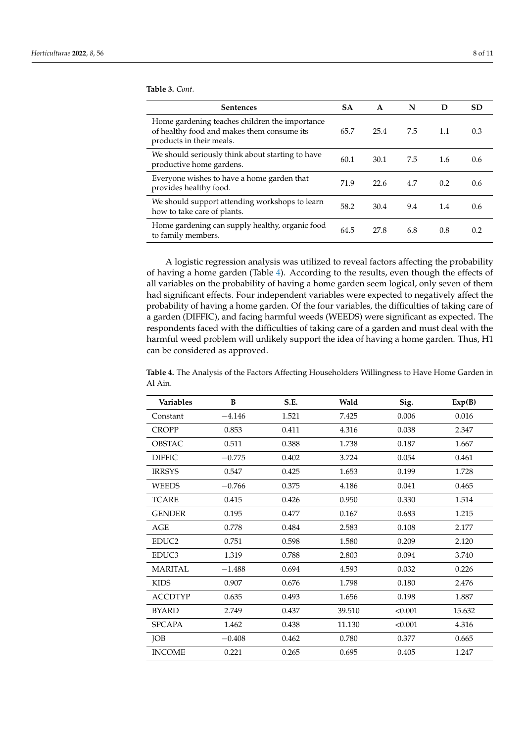**Table 3.** *Cont.*

| Sentences | SA | A | N | D | SD |
|---|---|---|---|---|---|
| Home gardening teaches children the importance of healthy food and makes them consume its products in their meals. | 65.7 | 25.4 | 7.5 | 1.1 | 0.3 |
| We should seriously think about starting to have productive home gardens. | 60.1 | 30.1 | 7.5 | 1.6 | 0.6 |
| Everyone wishes to have a home garden that provides healthy food. | 71.9 | 22.6 | 4.7 | 0.2 | 0.6 |
| We should support attending workshops to learn how to take care of plants. | 58.2 | 30.4 | 9.4 | 1.4 | 0.6 |
| Home gardening can supply healthy, organic food to family members. | 64.5 | 27.8 | 6.8 | 0.8 | 0.2 |

A logistic regression analysis was utilized to reveal factors affecting the probability of having a home garden (Table 4). According to the results, even though the effects of all variables on the probability of having a home garden seem logical, only seven of them had significant effects. Four independent variables were expected to negatively affect the probability of having a home garden. Of the four variables, the difficulties of taking care of a garden (DIFFIC), and facing harmful weeds (WEEDS) were significant as expected. The respondents faced with the difficulties of taking care of a garden and must deal with the harmful weed problem will unlikely support the idea of having a home garden. Thus, H1 can be considered as approved.

**Table 4.** The Analysis of the Factors Affecting Householders Willingness to Have Home Garden in Al Ain.

| Variables | B | S.E. | Wald | Sig. | Exp(B) |
|---|---|---|---|---|---|
| Constant | −4.146 | 1.521 | 7.425 | 0.006 | 0.016 |
| CROPP | 0.853 | 0.411 | 4.316 | 0.038 | 2.347 |
| OBSTAC | 0.511 | 0.388 | 1.738 | 0.187 | 1.667 |
| DIFFIC | −0.775 | 0.402 | 3.724 | 0.054 | 0.461 |
| IRRSYS | 0.547 | 0.425 | 1.653 | 0.199 | 1.728 |
| WEEDS | −0.766 | 0.375 | 4.186 | 0.041 | 0.465 |
| TCARE | 0.415 | 0.426 | 0.950 | 0.330 | 1.514 |
| GENDER | 0.195 | 0.477 | 0.167 | 0.683 | 1.215 |
| AGE | 0.778 | 0.484 | 2.583 | 0.108 | 2.177 |
| EDUC2 | 0.751 | 0.598 | 1.580 | 0.209 | 2.120 |
| EDUC3 | 1.319 | 0.788 | 2.803 | 0.094 | 3.740 |
| MARITAL | −1.488 | 0.694 | 4.593 | 0.032 | 0.226 |
| KIDS | 0.907 | 0.676 | 1.798 | 0.180 | 2.476 |
| ACCDTYP | 0.635 | 0.493 | 1.656 | 0.198 | 1.887 |
| BYARD | 2.749 | 0.437 | 39.510 | <0.001 | 15.632 |
| SPCAPA | 1.462 | 0.438 | 11.130 | <0.001 | 4.316 |
| JOB | −0.408 | 0.462 | 0.780 | 0.377 | 0.665 |
| INCOME | 0.221 | 0.265 | 0.695 | 0.405 | 1.247 |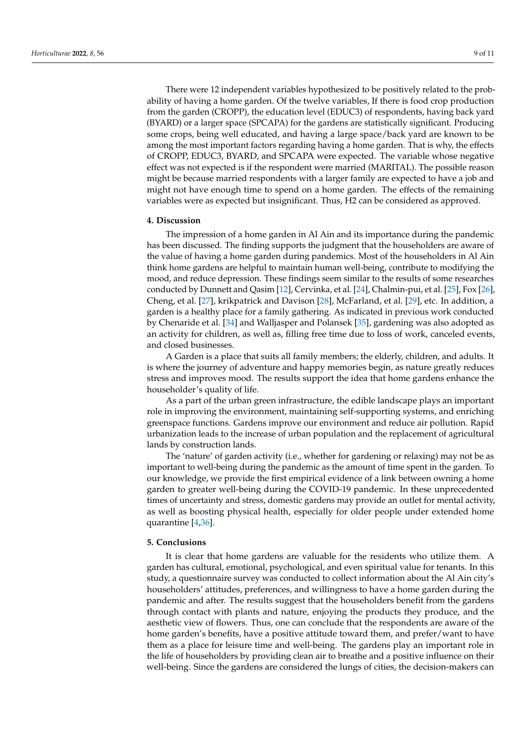There were 12 independent variables hypothesized to be positively related to the probability of having a home garden. Of the twelve variables, If there is food crop production from the garden (CROPP), the education level (EDUC3) of respondents, having back yard (BYARD) or a larger space (SPCAPA) for the gardens are statistically significant. Producing some crops, being well educated, and having a large space/back yard are known to be among the most important factors regarding having a home garden. That is why, the effects of CROPP, EDUC3, BYARD, and SPCAPA were expected. The variable whose negative effect was not expected is if the respondent were married (MARITAL). The possible reason might be because married respondents with a larger family are expected to have a job and might not have enough time to spend on a home garden. The effects of the remaining variables were as expected but insignificant. Thus, H2 can be considered as approved.

## 4. Discussion

The impression of a home garden in Al Ain and its importance during the pandemic has been discussed. The finding supports the judgment that the householders are aware of the value of having a home garden during pandemics. Most of the householders in Al Ain think home gardens are helpful to maintain human well-being, contribute to modifying the mood, and reduce depression. These findings seem similar to the results of some researches conducted by Dunnett and Qasim [12], Cervinka, et al. [24], Chalmin-pui, et al. [25], Fox [26], Cheng, et al. [27], krikpatrick and Davison [28], McFarland, et al. [29], etc. In addition, a garden is a healthy place for a family gathering. As indicated in previous work conducted by Chenaride et al. [34] and Walljasper and Polansek [35], gardening was also adopted as an activity for children, as well as, filling free time due to loss of work, canceled events, and closed businesses.

A Garden is a place that suits all family members; the elderly, children, and adults. It is where the journey of adventure and happy memories begin, as nature greatly reduces stress and improves mood. The results support the idea that home gardens enhance the householder's quality of life.

As a part of the urban green infrastructure, the edible landscape plays an important role in improving the environment, maintaining self-supporting systems, and enriching greenspace functions. Gardens improve our environment and reduce air pollution. Rapid urbanization leads to the increase of urban population and the replacement of agricultural lands by construction lands.

The 'nature' of garden activity (i.e., whether for gardening or relaxing) may not be as important to well-being during the pandemic as the amount of time spent in the garden. To our knowledge, we provide the first empirical evidence of a link between owning a home garden to greater well-being during the COVID-19 pandemic. In these unprecedented times of uncertainty and stress, domestic gardens may provide an outlet for mental activity, as well as boosting physical health, especially for older people under extended home quarantine [4,36].

## 5. Conclusions

It is clear that home gardens are valuable for the residents who utilize them. A garden has cultural, emotional, psychological, and even spiritual value for tenants. In this study, a questionnaire survey was conducted to collect information about the Al Ain city's householders' attitudes, preferences, and willingness to have a home garden during the pandemic and after. The results suggest that the householders benefit from the gardens through contact with plants and nature, enjoying the products they produce, and the aesthetic view of flowers. Thus, one can conclude that the respondents are aware of the home garden's benefits, have a positive attitude toward them, and prefer/want to have them as a place for leisure time and well-being. The gardens play an important role in the life of householders by providing clean air to breathe and a positive influence on their well-being. Since the gardens are considered the lungs of cities, the decision-makers can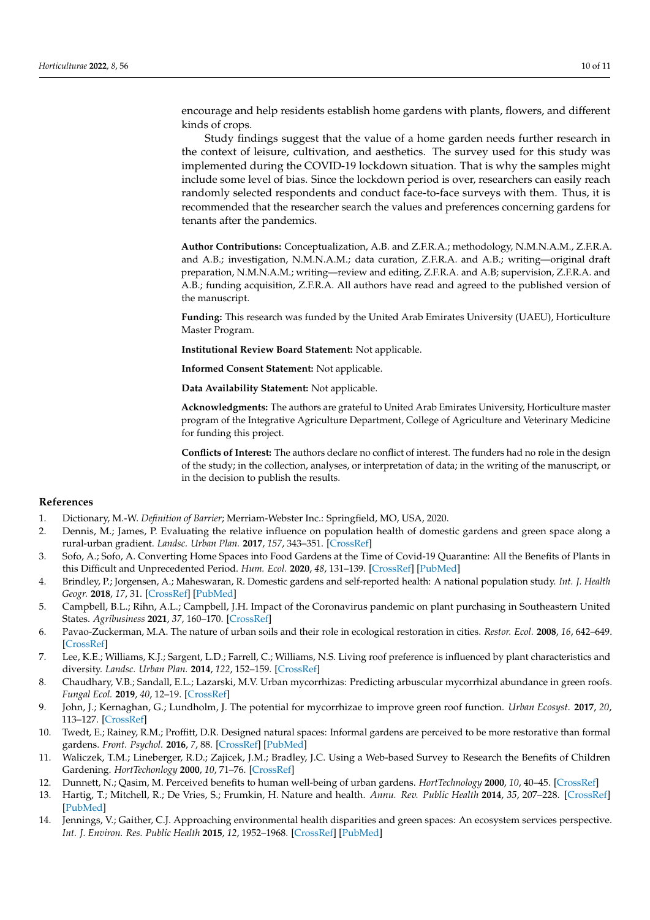encourage and help residents establish home gardens with plants, flowers, and different kinds of crops.

Study findings suggest that the value of a home garden needs further research in the context of leisure, cultivation, and aesthetics. The survey used for this study was implemented during the COVID-19 lockdown situation. That is why the samples might include some level of bias. Since the lockdown period is over, researchers can easily reach randomly selected respondents and conduct face-to-face surveys with them. Thus, it is recommended that the researcher search the values and preferences concerning gardens for tenants after the pandemics.

**Author Contributions:** Conceptualization, A.B. and Z.F.R.A.; methodology, N.M.N.A.M., Z.F.R.A. and A.B.; investigation, N.M.N.A.M.; data curation, Z.F.R.A. and A.B.; writing—original draft preparation, N.M.N.A.M.; writing—review and editing, Z.F.R.A. and A.B; supervision, Z.F.R.A. and A.B.; funding acquisition, Z.F.R.A. All authors have read and agreed to the published version of the manuscript.

**Funding:** This research was funded by the United Arab Emirates University (UAEU), Horticulture Master Program.

**Institutional Review Board Statement:** Not applicable.

**Informed Consent Statement:** Not applicable.

**Data Availability Statement:** Not applicable.

**Acknowledgments:** The authors are grateful to United Arab Emirates University, Horticulture master program of the Integrative Agriculture Department, College of Agriculture and Veterinary Medicine for funding this project.

**Conflicts of Interest:** The authors declare no conflict of interest. The funders had no role in the design of the study; in the collection, analyses, or interpretation of data; in the writing of the manuscript, or in the decision to publish the results.

## References

1. Dictionary, M.-W. *Definition of Barrier*; Merriam-Webster Inc.: Springfield, MO, USA, 2020.
2. Dennis, M.; James, P. Evaluating the relative influence on population health of domestic gardens and green space along a rural-urban gradient. *Landsc. Urban Plan.* **2017**, *157*, 343–351. [CrossRef]
3. Sofo, A.; Sofo, A. Converting Home Spaces into Food Gardens at the Time of Covid-19 Quarantine: All the Benefits of Plants in this Difficult and Unprecedented Period. *Hum. Ecol.* **2020**, *48*, 131–139. [CrossRef] [PubMed]
4. Brindley, P.; Jorgensen, A.; Maheswaran, R. Domestic gardens and self-reported health: A national population study. *Int. J. Health Geogr.* **2018**, *17*, 31. [CrossRef] [PubMed]
5. Campbell, B.L.; Rihn, A.L.; Campbell, J.H. Impact of the Coronavirus pandemic on plant purchasing in Southeastern United States. *Agribusiness* **2021**, *37*, 160–170. [CrossRef]
6. Pavao-Zuckerman, M.A. The nature of urban soils and their role in ecological restoration in cities. *Restor. Ecol.* **2008**, *16*, 642–649. [CrossRef]
7. Lee, K.E.; Williams, K.J.; Sargent, L.D.; Farrell, C.; Williams, N.S. Living roof preference is influenced by plant characteristics and diversity. *Landsc. Urban Plan.* **2014**, *122*, 152–159. [CrossRef]
8. Chaudhary, V.B.; Sandall, E.L.; Lazarski, M.V. Urban mycorrhizas: Predicting arbuscular mycorrhizal abundance in green roofs. *Fungal Ecol.* **2019**, *40*, 12–19. [CrossRef]
9. John, J.; Kernaghan, G.; Lundholm, J. The potential for mycorrhizae to improve green roof function. *Urban Ecosyst.* **2017**, *20*, 113–127. [CrossRef]
10. Twedt, E.; Rainey, R.M.; Proffitt, D.R. Designed natural spaces: Informal gardens are perceived to be more restorative than formal gardens. *Front. Psychol.* **2016**, *7*, 88. [CrossRef] [PubMed]
11. Waliczek, T.M.; Lineberger, R.D.; Zajicek, J.M.; Bradley, J.C. Using a Web-based Survey to Research the Benefits of Children Gardening. *HortTechonlogy* **2000**, *10*, 71–76. [CrossRef]
12. Dunnett, N.; Qasim, M. Perceived benefits to human well-being of urban gardens. *HortTechnology* **2000**, *10*, 40–45. [CrossRef]
13. Hartig, T.; Mitchell, R.; De Vries, S.; Frumkin, H. Nature and health. *Annu. Rev. Public Health* **2014**, *35*, 207–228. [CrossRef] [PubMed]
14. Jennings, V.; Gaither, C.J. Approaching environmental health disparities and green spaces: An ecosystem services perspective. *Int. J. Environ. Res. Public Health* **2015**, *12*, 1952–1968. [CrossRef] [PubMed]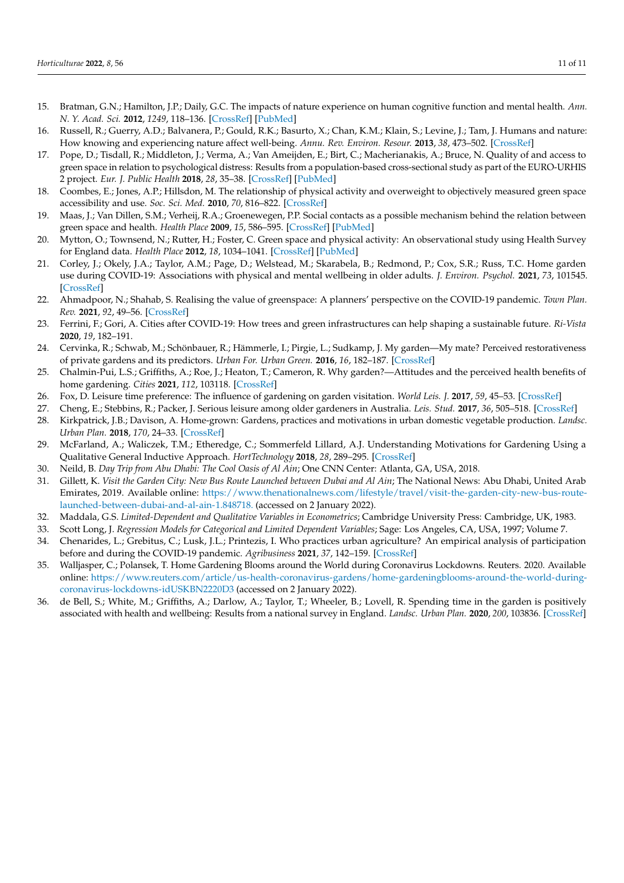15. Bratman, G.N.; Hamilton, J.P.; Daily, G.C. The impacts of nature experience on human cognitive function and mental health. *Ann. N. Y. Acad. Sci.* **2012**, *1249*, 118–136. [CrossRef] [PubMed]
16. Russell, R.; Guerry, A.D.; Balvanera, P.; Gould, R.K.; Basurto, X.; Chan, K.M.; Klain, S.; Levine, J.; Tam, J. Humans and nature: How knowing and experiencing nature affect well-being. *Annu. Rev. Environ. Resour.* **2013**, *38*, 473–502. [CrossRef]
17. Pope, D.; Tisdall, R.; Middleton, J.; Verma, A.; Van Ameijden, E.; Birt, C.; Macherianakis, A.; Bruce, N. Quality of and access to green space in relation to psychological distress: Results from a population-based cross-sectional study as part of the EURO-URHIS 2 project. *Eur. J. Public Health* **2018**, *28*, 35–38. [CrossRef] [PubMed]
18. Coombes, E.; Jones, A.P.; Hillsdon, M. The relationship of physical activity and overweight to objectively measured green space accessibility and use. *Soc. Sci. Med.* **2010**, *70*, 816–822. [CrossRef]
19. Maas, J.; Van Dillen, S.M.; Verheij, R.A.; Groenewegen, P.P. Social contacts as a possible mechanism behind the relation between green space and health. *Health Place* **2009**, *15*, 586–595. [CrossRef] [PubMed]
20. Mytton, O.; Townsend, N.; Rutter, H.; Foster, C. Green space and physical activity: An observational study using Health Survey for England data. *Health Place* **2012**, *18*, 1034–1041. [CrossRef] [PubMed]
21. Corley, J.; Okely, J.A.; Taylor, A.M.; Page, D.; Welstead, M.; Skarabela, B.; Redmond, P.; Cox, S.R.; Russ, T.C. Home garden use during COVID-19: Associations with physical and mental wellbeing in older adults. *J. Environ. Psychol.* **2021**, *73*, 101545. [CrossRef]
22. Ahmadpoor, N.; Shahab, S. Realising the value of greenspace: A planners' perspective on the COVID-19 pandemic. *Town Plan. Rev.* **2021**, *92*, 49–56. [CrossRef]
23. Ferrini, F.; Gori, A. Cities after COVID-19: How trees and green infrastructures can help shaping a sustainable future. *Ri-Vista* **2020**, *19*, 182–191.
24. Cervinka, R.; Schwab, M.; Schönbauer, R.; Hämmerle, I.; Pirgie, L.; Sudkamp, J. My garden—My mate? Perceived restorativeness of private gardens and its predictors. *Urban For. Urban Green.* **2016**, *16*, 182–187. [CrossRef]
25. Chalmin-Pui, L.S.; Griffiths, A.; Roe, J.; Heaton, T.; Cameron, R. Why garden?—Attitudes and the perceived health benefits of home gardening. *Cities* **2021**, *112*, 103118. [CrossRef]
26. Fox, D. Leisure time preference: The influence of gardening on garden visitation. *World Leis. J.* **2017**, *59*, 45–53. [CrossRef]
27. Cheng, E.; Stebbins, R.; Packer, J. Serious leisure among older gardeners in Australia. *Leis. Stud.* **2017**, *36*, 505–518. [CrossRef]
28. Kirkpatrick, J.B.; Davison, A. Home-grown: Gardens, practices and motivations in urban domestic vegetable production. *Landsc. Urban Plan.* **2018**, *170*, 24–33. [CrossRef]
29. McFarland, A.; Waliczek, T.M.; Etheredge, C.; Sommerfeld Lillard, A.J. Understanding Motivations for Gardening Using a Qualitative General Inductive Approach. *HortTechnology* **2018**, *28*, 289–295. [CrossRef]
30. Neild, B. *Day Trip from Abu Dhabi: The Cool Oasis of Al Ain*; One CNN Center: Atlanta, GA, USA, 2018.
31. Gillett, K. *Visit the Garden City: New Bus Route Launched between Dubai and Al Ain*; The National News: Abu Dhabi, United Arab Emirates, 2019. Available online: https://www.thenationalnews.com/lifestyle/travel/visit-the-garden-city-new-bus-route-launched-between-dubai-and-al-ain-1.848718. (accessed on 2 January 2022).
32. Maddala, G.S. *Limited-Dependent and Qualitative Variables in Econometrics*; Cambridge University Press: Cambridge, UK, 1983.
33. Scott Long, J. *Regression Models for Categorical and Limited Dependent Variables*; Sage: Los Angeles, CA, USA, 1997; Volume 7.
34. Chenarides, L.; Grebitus, C.; Lusk, J.L.; Printezis, I. Who practices urban agriculture? An empirical analysis of participation before and during the COVID-19 pandemic. *Agribusiness* **2021**, *37*, 142–159. [CrossRef]
35. Walljasper, C.; Polansek, T. Home Gardening Blooms around the World during Coronavirus Lockdowns. Reuters. 2020. Available online: https://www.reuters.com/article/us-health-coronavirus-gardens/home-gardeningblooms-around-the-world-during-coronavirus-lockdowns-idUSKBN2220D3 (accessed on 2 January 2022).
36. de Bell, S.; White, M.; Griffiths, A.; Darlow, A.; Taylor, T.; Wheeler, B.; Lovell, R. Spending time in the garden is positively associated with health and wellbeing: Results from a national survey in England. *Landsc. Urban Plan.* **2020**, *200*, 103836. [CrossRef]